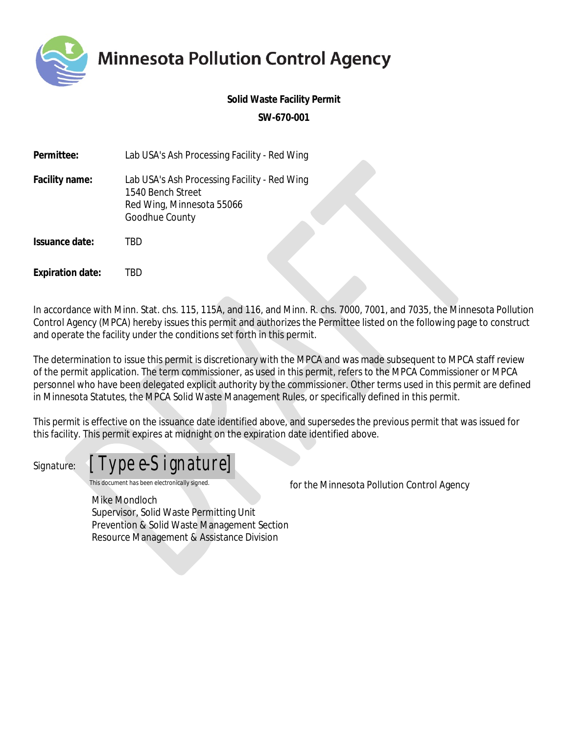# Minnesota Pollution Control Agency

**Solid Waste Facility Permit**

**SW-670-001**

**Permittee:** Lab USA's Ash Processing Facility - Red Wing

**Facility name:** Lab USA's Ash Processing Facility - Red Wing
1540 Bench Street
Red Wing, Minnesota 55066
Goodhue County

**Issuance date:** TBD

**Expiration date:** TBD

In accordance with Minn. Stat. chs. 115, 115A, and 116, and Minn. R. chs. 7000, 7001, and 7035, the Minnesota Pollution Control Agency (MPCA) hereby issues this permit and authorizes the Permittee listed on the following page to construct and operate the facility under the conditions set forth in this permit.

The determination to issue this permit is discretionary with the MPCA and was made subsequent to MPCA staff review of the permit application. The term commissioner, as used in this permit, refers to the MPCA Commissioner or MPCA personnel who have been delegated explicit authority by the commissioner. Other terms used in this permit are defined in Minnesota Statutes, the MPCA Solid Waste Management Rules, or specifically defined in this permit.

This permit is effective on the issuance date identified above, and supersedes the previous permit that was issued for this facility. This permit expires at midnight on the expiration date identified above.

Signature: [Type e-Signature]
This document has been electronically signed.

for the Minnesota Pollution Control Agency

Mike Mondloch
Supervisor, Solid Waste Permitting Unit
Prevention & Solid Waste Management Section
Resource Management & Assistance Division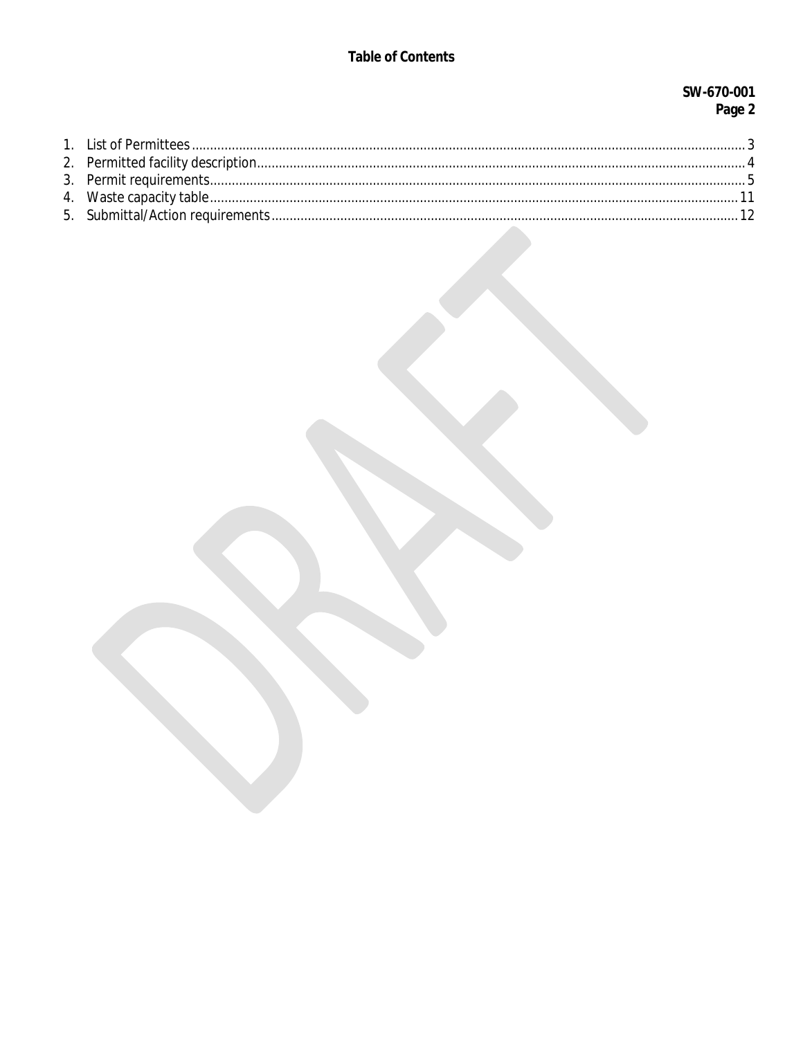# Table of Contents

**SW-670-001**

1. List of Permittees ........ 3
2. Permitted facility description ........ 4
3. Permit requirements ........ 5
4. Waste capacity table ........ 11
5. Submittal/Action requirements ........ 12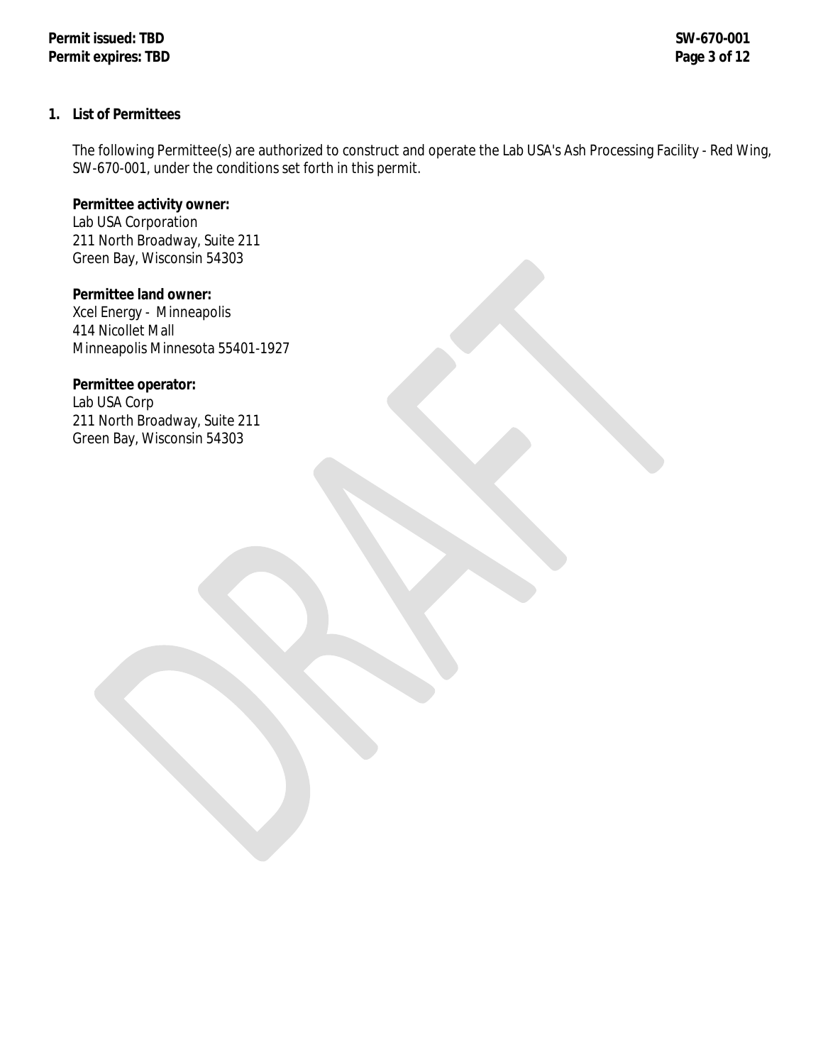## 1. List of Permittees

The following Permittee(s) are authorized to construct and operate the Lab USA's Ash Processing Facility - Red Wing, SW-670-001, under the conditions set forth in this permit.

**Permittee activity owner:**
Lab USA Corporation
211 North Broadway, Suite 211
Green Bay, Wisconsin 54303

**Permittee land owner:**
Xcel Energy - Minneapolis
414 Nicollet Mall
Minneapolis Minnesota 55401-1927

**Permittee operator:**
Lab USA Corp
211 North Broadway, Suite 211
Green Bay, Wisconsin 54303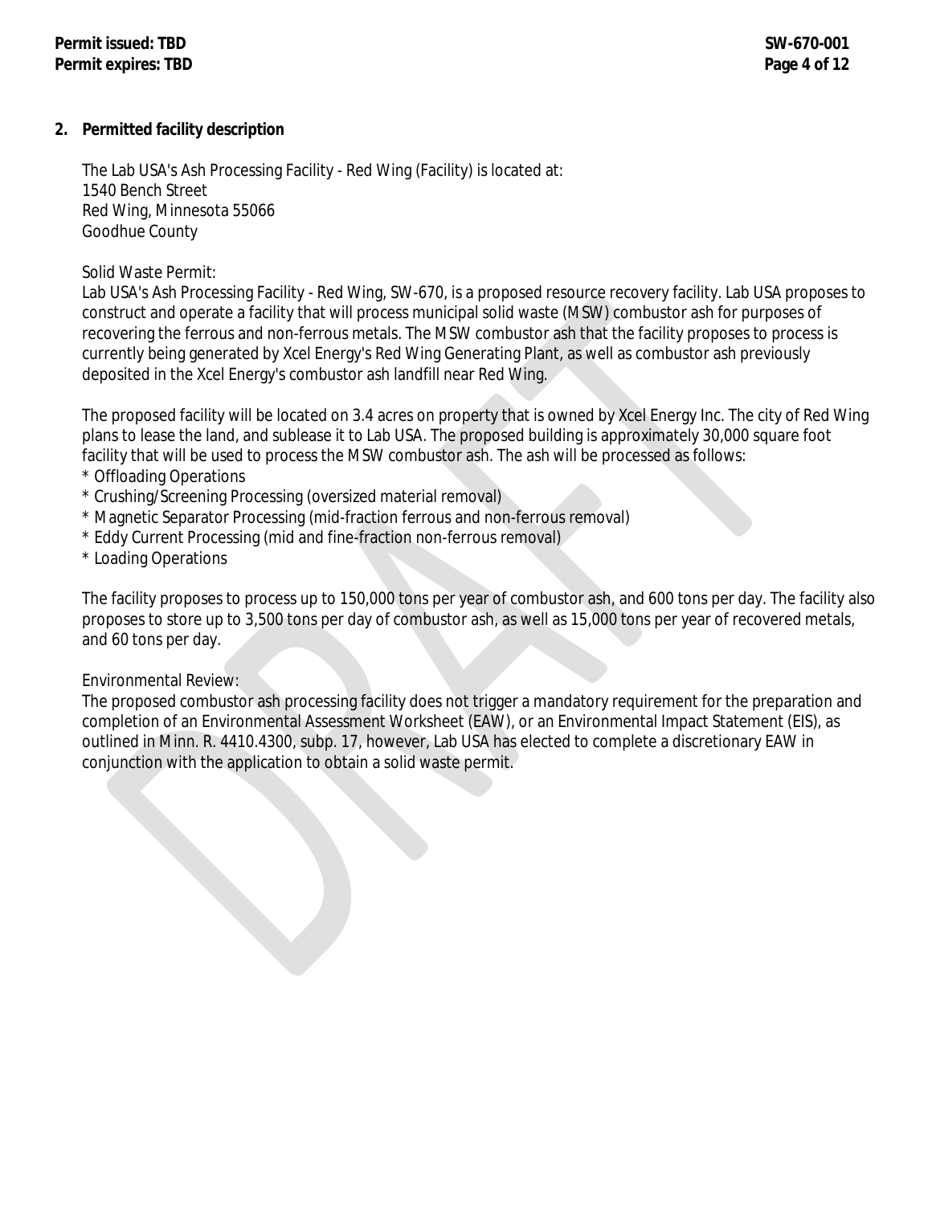## 2. Permitted facility description

The Lab USA's Ash Processing Facility - Red Wing (Facility) is located at:
1540 Bench Street
Red Wing, Minnesota 55066
Goodhue County

Solid Waste Permit:
Lab USA's Ash Processing Facility - Red Wing, SW-670, is a proposed resource recovery facility. Lab USA proposes to construct and operate a facility that will process municipal solid waste (MSW) combustor ash for purposes of recovering the ferrous and non-ferrous metals. The MSW combustor ash that the facility proposes to process is currently being generated by Xcel Energy's Red Wing Generating Plant, as well as combustor ash previously deposited in the Xcel Energy's combustor ash landfill near Red Wing.

The proposed facility will be located on 3.4 acres on property that is owned by Xcel Energy Inc. The city of Red Wing plans to lease the land, and sublease it to Lab USA. The proposed building is approximately 30,000 square foot facility that will be used to process the MSW combustor ash. The ash will be processed as follows:

* Offloading Operations
* Crushing/Screening Processing (oversized material removal)
* Magnetic Separator Processing (mid-fraction ferrous and non-ferrous removal)
* Eddy Current Processing (mid and fine-fraction non-ferrous removal)
* Loading Operations

The facility proposes to process up to 150,000 tons per year of combustor ash, and 600 tons per day. The facility also proposes to store up to 3,500 tons per day of combustor ash, as well as 15,000 tons per year of recovered metals, and 60 tons per day.

Environmental Review:
The proposed combustor ash processing facility does not trigger a mandatory requirement for the preparation and completion of an Environmental Assessment Worksheet (EAW), or an Environmental Impact Statement (EIS), as outlined in Minn. R. 4410.4300, subp. 17, however, Lab USA has elected to complete a discretionary EAW in conjunction with the application to obtain a solid waste permit.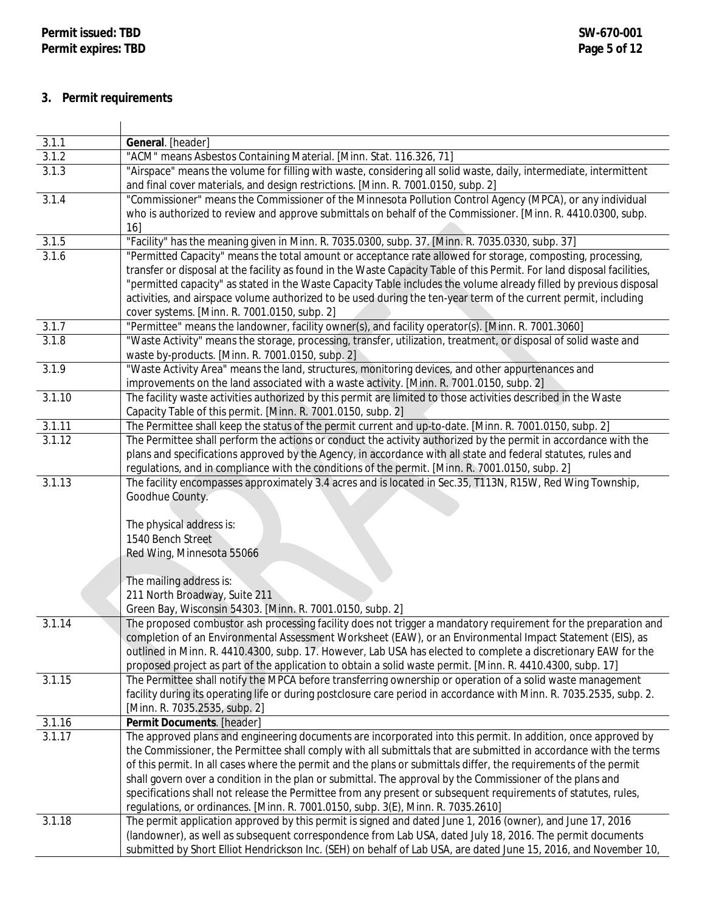## 3. Permit requirements

| | |
|---|---|
| 3.1.1 | **General**. [header] |
| 3.1.2 | "ACM" means Asbestos Containing Material. [Minn. Stat. 116.326, 71] |
| 3.1.3 | "Airspace" means the volume for filling with waste, considering all solid waste, daily, intermediate, intermittent and final cover materials, and design restrictions. [Minn. R. 7001.0150, subp. 2] |
| 3.1.4 | "Commissioner" means the Commissioner of the Minnesota Pollution Control Agency (MPCA), or any individual who is authorized to review and approve submittals on behalf of the Commissioner. [Minn. R. 4410.0300, subp. 16] |
| 3.1.5 | "Facility" has the meaning given in Minn. R. 7035.0300, subp. 37. [Minn. R. 7035.0330, subp. 37] |
| 3.1.6 | "Permitted Capacity" means the total amount or acceptance rate allowed for storage, composting, processing, transfer or disposal at the facility as found in the Waste Capacity Table of this Permit. For land disposal facilities, "permitted capacity" as stated in the Waste Capacity Table includes the volume already filled by previous disposal activities, and airspace volume authorized to be used during the ten-year term of the current permit, including cover systems. [Minn. R. 7001.0150, subp. 2] |
| 3.1.7 | "Permittee" means the landowner, facility owner(s), and facility operator(s). [Minn. R. 7001.3060] |
| 3.1.8 | "Waste Activity" means the storage, processing, transfer, utilization, treatment, or disposal of solid waste and waste by-products. [Minn. R. 7001.0150, subp. 2] |
| 3.1.9 | "Waste Activity Area" means the land, structures, monitoring devices, and other appurtenances and improvements on the land associated with a waste activity. [Minn. R. 7001.0150, subp. 2] |
| 3.1.10 | The facility waste activities authorized by this permit are limited to those activities described in the Waste Capacity Table of this permit. [Minn. R. 7001.0150, subp. 2] |
| 3.1.11 | The Permittee shall keep the status of the permit current and up-to-date. [Minn. R. 7001.0150, subp. 2] |
| 3.1.12 | The Permittee shall perform the actions or conduct the activity authorized by the permit in accordance with the plans and specifications approved by the Agency, in accordance with all state and federal statutes, rules and regulations, and in compliance with the conditions of the permit. [Minn. R. 7001.0150, subp. 2] |
| 3.1.13 | The facility encompasses approximately 3.4 acres and is located in Sec.35, T113N, R15W, Red Wing Township, Goodhue County.<br><br>The physical address is:<br>1540 Bench Street<br>Red Wing, Minnesota 55066<br><br>The mailing address is:<br>211 North Broadway, Suite 211<br>Green Bay, Wisconsin 54303. [Minn. R. 7001.0150, subp. 2] |
| 3.1.14 | The proposed combustor ash processing facility does not trigger a mandatory requirement for the preparation and completion of an Environmental Assessment Worksheet (EAW), or an Environmental Impact Statement (EIS), as outlined in Minn. R. 4410.4300, subp. 17. However, Lab USA has elected to complete a discretionary EAW for the proposed project as part of the application to obtain a solid waste permit. [Minn. R. 4410.4300, subp. 17] |
| 3.1.15 | The Permittee shall notify the MPCA before transferring ownership or operation of a solid waste management facility during its operating life or during postclosure care period in accordance with Minn. R. 7035.2535, subp. 2. [Minn. R. 7035.2535, subp. 2] |
| 3.1.16 | **Permit Documents**. [header] |
| 3.1.17 | The approved plans and engineering documents are incorporated into this permit. In addition, once approved by the Commissioner, the Permittee shall comply with all submittals that are submitted in accordance with the terms of this permit. In all cases where the permit and the plans or submittals differ, the requirements of the permit shall govern over a condition in the plan or submittal. The approval by the Commissioner of the plans and specifications shall not release the Permittee from any present or subsequent requirements of statutes, rules, regulations, or ordinances. [Minn. R. 7001.0150, subp. 3(E), Minn. R. 7035.2610] |
| 3.1.18 | The permit application approved by this permit is signed and dated June 1, 2016 (owner), and June 17, 2016 (landowner), as well as subsequent correspondence from Lab USA, dated July 18, 2016. The permit documents submitted by Short Elliot Hendrickson Inc. (SEH) on behalf of Lab USA, are dated June 15, 2016, and November 10, |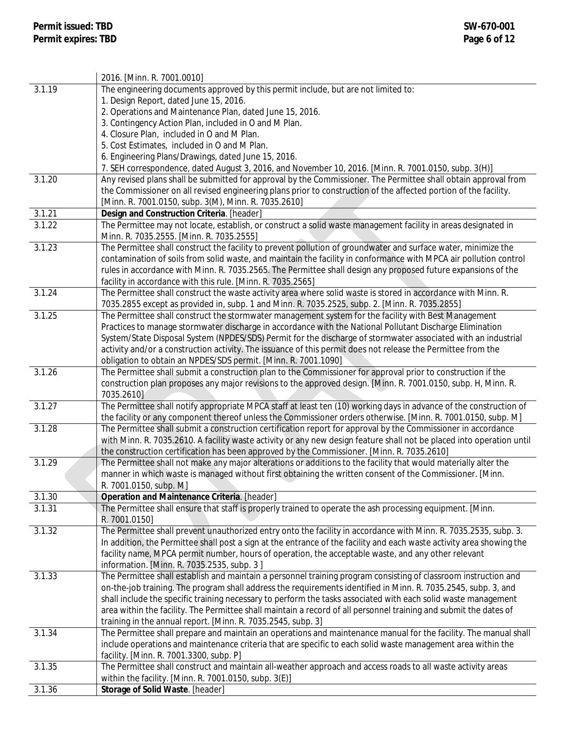|  |  |
|---|---|
|  | 2016. [Minn. R. 7001.0010] |
| 3.1.19 | The engineering documents approved by this permit include, but are not limited to:<br>1. Design Report, dated June 15, 2016.<br>2. Operations and Maintenance Plan, dated June 15, 2016.<br>3. Contingency Action Plan, included in O and M Plan.<br>4. Closure Plan, included in O and M Plan.<br>5. Cost Estimates, included in O and M Plan.<br>6. Engineering Plans/Drawings, dated June 15, 2016.<br>7. SEH correspondence, dated August 3, 2016, and November 10, 2016. [Minn. R. 7001.0150, subp. 3(H)] |
| 3.1.20 | Any revised plans shall be submitted for approval by the Commissioner. The Permittee shall obtain approval from the Commissioner on all revised engineering plans prior to construction of the affected portion of the facility. [Minn. R. 7001.0150, subp. 3(M), Minn. R. 7035.2610] |
| 3.1.21 | **Design and Construction Criteria**. [header] |
| 3.1.22 | The Permittee may not locate, establish, or construct a solid waste management facility in areas designated in Minn. R. 7035.2555. [Minn. R. 7035.2555] |
| 3.1.23 | The Permittee shall construct the facility to prevent pollution of groundwater and surface water, minimize the contamination of soils from solid waste, and maintain the facility in conformance with MPCA air pollution control rules in accordance with Minn. R. 7035.2565. The Permittee shall design any proposed future expansions of the facility in accordance with this rule. [Minn. R. 7035.2565] |
| 3.1.24 | The Permittee shall construct the waste activity area where solid waste is stored in accordance with Minn. R. 7035.2855 except as provided in, subp. 1 and Minn. R. 7035.2525, subp. 2. [Minn. R. 7035.2855] |
| 3.1.25 | The Permittee shall construct the stormwater management system for the facility with Best Management Practices to manage stormwater discharge in accordance with the National Pollutant Discharge Elimination System/State Disposal System (NPDES/SDS) Permit for the discharge of stormwater associated with an industrial activity and/or a construction activity. The issuance of this permit does not release the Permittee from the obligation to obtain an NPDES/SDS permit. [Minn. R. 7001.1090] |
| 3.1.26 | The Permittee shall submit a construction plan to the Commissioner for approval prior to construction if the construction plan proposes any major revisions to the approved design. [Minn. R. 7001.0150, subp. H, Minn. R. 7035.2610] |
| 3.1.27 | The Permittee shall notify appropriate MPCA staff at least ten (10) working days in advance of the construction of the facility or any component thereof unless the Commissioner orders otherwise. [Minn. R. 7001.0150, subp. M] |
| 3.1.28 | The Permittee shall submit a construction certification report for approval by the Commissioner in accordance with Minn. R. 7035.2610. A facility waste activity or any new design feature shall not be placed into operation until the construction certification has been approved by the Commissioner. [Minn. R. 7035.2610] |
| 3.1.29 | The Permittee shall not make any major alterations or additions to the facility that would materially alter the manner in which waste is managed without first obtaining the written consent of the Commissioner. [Minn. R. 7001.0150, subp. M] |
| 3.1.30 | **Operation and Maintenance Criteria**. [header] |
| 3.1.31 | The Permittee shall ensure that staff is properly trained to operate the ash processing equipment. [Minn. R. 7001.0150] |
| 3.1.32 | The Permittee shall prevent unauthorized entry onto the facility in accordance with Minn. R. 7035.2535, subp. 3. In addition, the Permittee shall post a sign at the entrance of the facility and each waste activity area showing the facility name, MPCA permit number, hours of operation, the acceptable waste, and any other relevant information. [Minn. R. 7035.2535, subp. 3 ] |
| 3.1.33 | The Permittee shall establish and maintain a personnel training program consisting of classroom instruction and on-the-job training. The program shall address the requirements identified in Minn. R. 7035.2545, subp. 3, and shall include the specific training necessary to perform the tasks associated with each solid waste management area within the facility. The Permittee shall maintain a record of all personnel training and submit the dates of training in the annual report. [Minn. R. 7035.2545, subp. 3] |
| 3.1.34 | The Permittee shall prepare and maintain an operations and maintenance manual for the facility. The manual shall include operations and maintenance criteria that are specific to each solid waste management area within the facility. [Minn. R. 7001.3300, subp. P] |
| 3.1.35 | The Permittee shall construct and maintain all-weather approach and access roads to all waste activity areas within the facility. [Minn. R. 7001.0150, subp. 3(E)] |
| 3.1.36 | **Storage of Solid Waste**. [header] |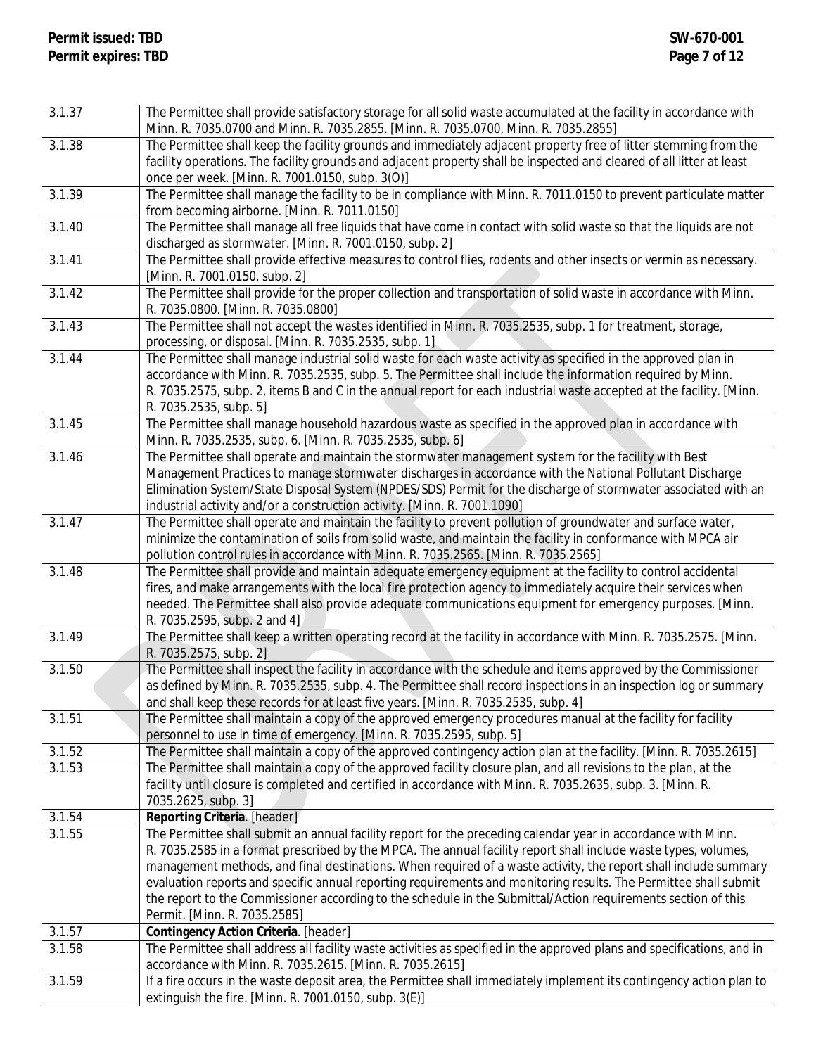| | |
|---|---|
| 3.1.37 | The Permittee shall provide satisfactory storage for all solid waste accumulated at the facility in accordance with Minn. R. 7035.0700 and Minn. R. 7035.2855. [Minn. R. 7035.0700, Minn. R. 7035.2855] |
| 3.1.38 | The Permittee shall keep the facility grounds and immediately adjacent property free of litter stemming from the facility operations. The facility grounds and adjacent property shall be inspected and cleared of all litter at least once per week. [Minn. R. 7001.0150, subp. 3(O)] |
| 3.1.39 | The Permittee shall manage the facility to be in compliance with Minn. R. 7011.0150 to prevent particulate matter from becoming airborne. [Minn. R. 7011.0150] |
| 3.1.40 | The Permittee shall manage all free liquids that have come in contact with solid waste so that the liquids are not discharged as stormwater. [Minn. R. 7001.0150, subp. 2] |
| 3.1.41 | The Permittee shall provide effective measures to control flies, rodents and other insects or vermin as necessary. [Minn. R. 7001.0150, subp. 2] |
| 3.1.42 | The Permittee shall provide for the proper collection and transportation of solid waste in accordance with Minn. R. 7035.0800. [Minn. R. 7035.0800] |
| 3.1.43 | The Permittee shall not accept the wastes identified in Minn. R. 7035.2535, subp. 1 for treatment, storage, processing, or disposal. [Minn. R. 7035.2535, subp. 1] |
| 3.1.44 | The Permittee shall manage industrial solid waste for each waste activity as specified in the approved plan in accordance with Minn. R. 7035.2535, subp. 5. The Permittee shall include the information required by Minn. R. 7035.2575, subp. 2, items B and C in the annual report for each industrial waste accepted at the facility. [Minn. R. 7035.2535, subp. 5] |
| 3.1.45 | The Permittee shall manage household hazardous waste as specified in the approved plan in accordance with Minn. R. 7035.2535, subp. 6. [Minn. R. 7035.2535, subp. 6] |
| 3.1.46 | The Permittee shall operate and maintain the stormwater management system for the facility with Best Management Practices to manage stormwater discharges in accordance with the National Pollutant Discharge Elimination System/State Disposal System (NPDES/SDS) Permit for the discharge of stormwater associated with an industrial activity and/or a construction activity. [Minn. R. 7001.1090] |
| 3.1.47 | The Permittee shall operate and maintain the facility to prevent pollution of groundwater and surface water, minimize the contamination of soils from solid waste, and maintain the facility in conformance with MPCA air pollution control rules in accordance with Minn. R. 7035.2565. [Minn. R. 7035.2565] |
| 3.1.48 | The Permittee shall provide and maintain adequate emergency equipment at the facility to control accidental fires, and make arrangements with the local fire protection agency to immediately acquire their services when needed. The Permittee shall also provide adequate communications equipment for emergency purposes. [Minn. R. 7035.2595, subp. 2 and 4] |
| 3.1.49 | The Permittee shall keep a written operating record at the facility in accordance with Minn. R. 7035.2575. [Minn. R. 7035.2575, subp. 2] |
| 3.1.50 | The Permittee shall inspect the facility in accordance with the schedule and items approved by the Commissioner as defined by Minn. R. 7035.2535, subp. 4. The Permittee shall record inspections in an inspection log or summary and shall keep these records for at least five years. [Minn. R. 7035.2535, subp. 4] |
| 3.1.51 | The Permittee shall maintain a copy of the approved emergency procedures manual at the facility for facility personnel to use in time of emergency. [Minn. R. 7035.2595, subp. 5] |
| 3.1.52 | The Permittee shall maintain a copy of the approved contingency action plan at the facility. [Minn. R. 7035.2615] |
| 3.1.53 | The Permittee shall maintain a copy of the approved facility closure plan, and all revisions to the plan, at the facility until closure is completed and certified in accordance with Minn. R. 7035.2635, subp. 3. [Minn. R. 7035.2625, subp. 3] |
| 3.1.54 | **Reporting Criteria**. [header] |
| 3.1.55 | The Permittee shall submit an annual facility report for the preceding calendar year in accordance with Minn. R. 7035.2585 in a format prescribed by the MPCA. The annual facility report shall include waste types, volumes, management methods, and final destinations. When required of a waste activity, the report shall include summary evaluation reports and specific annual reporting requirements and monitoring results. The Permittee shall submit the report to the Commissioner according to the schedule in the Submittal/Action requirements section of this Permit. [Minn. R. 7035.2585] |
| 3.1.57 | **Contingency Action Criteria**. [header] |
| 3.1.58 | The Permittee shall address all facility waste activities as specified in the approved plans and specifications, and in accordance with Minn. R. 7035.2615. [Minn. R. 7035.2615] |
| 3.1.59 | If a fire occurs in the waste deposit area, the Permittee shall immediately implement its contingency action plan to extinguish the fire. [Minn. R. 7001.0150, subp. 3(E)] |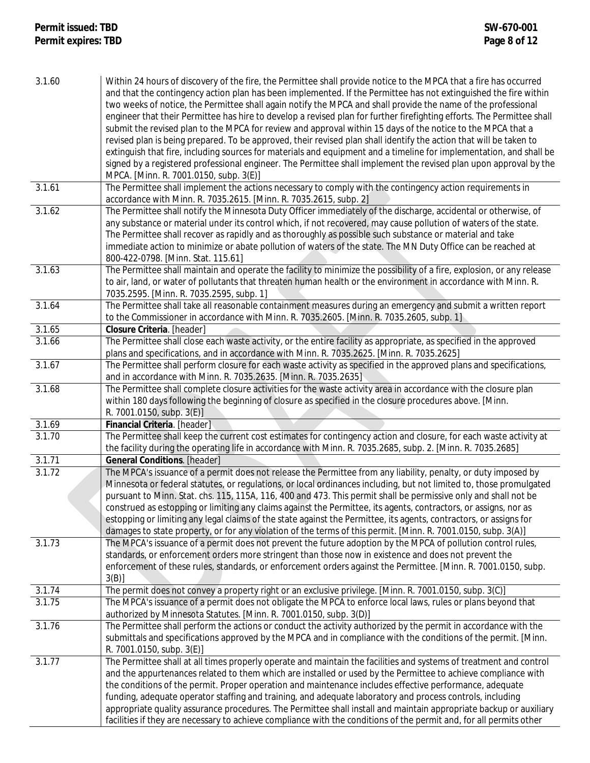| | |
|---|---|
| 3.1.60 | Within 24 hours of discovery of the fire, the Permittee shall provide notice to the MPCA that a fire has occurred and that the contingency action plan has been implemented. If the Permittee has not extinguished the fire within two weeks of notice, the Permittee shall again notify the MPCA and shall provide the name of the professional engineer that their Permittee has hire to develop a revised plan for further firefighting efforts. The Permittee shall submit the revised plan to the MPCA for review and approval within 15 days of the notice to the MPCA that a revised plan is being prepared. To be approved, their revised plan shall identify the action that will be taken to extinguish that fire, including sources for materials and equipment and a timeline for implementation, and shall be signed by a registered professional engineer. The Permittee shall implement the revised plan upon approval by the MPCA. [Minn. R. 7001.0150, subp. 3(E)] |
| 3.1.61 | The Permittee shall implement the actions necessary to comply with the contingency action requirements in accordance with Minn. R. 7035.2615. [Minn. R. 7035.2615, subp. 2] |
| 3.1.62 | The Permittee shall notify the Minnesota Duty Officer immediately of the discharge, accidental or otherwise, of any substance or material under its control which, if not recovered, may cause pollution of waters of the state. The Permittee shall recover as rapidly and as thoroughly as possible such substance or material and take immediate action to minimize or abate pollution of waters of the state. The MN Duty Office can be reached at 800-422-0798. [Minn. Stat. 115.61] |
| 3.1.63 | The Permittee shall maintain and operate the facility to minimize the possibility of a fire, explosion, or any release to air, land, or water of pollutants that threaten human health or the environment in accordance with Minn. R. 7035.2595. [Minn. R. 7035.2595, subp. 1] |
| 3.1.64 | The Permittee shall take all reasonable containment measures during an emergency and submit a written report to the Commissioner in accordance with Minn. R. 7035.2605. [Minn. R. 7035.2605, subp. 1] |
| 3.1.65 | **Closure Criteria**. [header] |
| 3.1.66 | The Permittee shall close each waste activity, or the entire facility as appropriate, as specified in the approved plans and specifications, and in accordance with Minn. R. 7035.2625. [Minn. R. 7035.2625] |
| 3.1.67 | The Permittee shall perform closure for each waste activity as specified in the approved plans and specifications, and in accordance with Minn. R. 7035.2635. [Minn. R. 7035.2635] |
| 3.1.68 | The Permittee shall complete closure activities for the waste activity area in accordance with the closure plan within 180 days following the beginning of closure as specified in the closure procedures above. [Minn. R. 7001.0150, subp. 3(E)] |
| 3.1.69 | **Financial Criteria**. [header] |
| 3.1.70 | The Permittee shall keep the current cost estimates for contingency action and closure, for each waste activity at the facility during the operating life in accordance with Minn. R. 7035.2685, subp. 2. [Minn. R. 7035.2685] |
| 3.1.71 | **General Conditions**. [header] |
| 3.1.72 | The MPCA's issuance of a permit does not release the Permittee from any liability, penalty, or duty imposed by Minnesota or federal statutes, or regulations, or local ordinances including, but not limited to, those promulgated pursuant to Minn. Stat. chs. 115, 115A, 116, 400 and 473. This permit shall be permissive only and shall not be construed as estopping or limiting any claims against the Permittee, its agents, contractors, or assigns, nor as estopping or limiting any legal claims of the state against the Permittee, its agents, contractors, or assigns for damages to state property, or for any violation of the terms of this permit. [Minn. R. 7001.0150, subp. 3(A)] |
| 3.1.73 | The MPCA's issuance of a permit does not prevent the future adoption by the MPCA of pollution control rules, standards, or enforcement orders more stringent than those now in existence and does not prevent the enforcement of these rules, standards, or enforcement orders against the Permittee. [Minn. R. 7001.0150, subp. 3(B)] |
| 3.1.74 | The permit does not convey a property right or an exclusive privilege. [Minn. R. 7001.0150, subp. 3(C)] |
| 3.1.75 | The MPCA's issuance of a permit does not obligate the MPCA to enforce local laws, rules or plans beyond that authorized by Minnesota Statutes. [Minn. R. 7001.0150, subp. 3(D)] |
| 3.1.76 | The Permittee shall perform the actions or conduct the activity authorized by the permit in accordance with the submittals and specifications approved by the MPCA and in compliance with the conditions of the permit. [Minn. R. 7001.0150, subp. 3(E)] |
| 3.1.77 | The Permittee shall at all times properly operate and maintain the facilities and systems of treatment and control and the appurtenances related to them which are installed or used by the Permittee to achieve compliance with the conditions of the permit. Proper operation and maintenance includes effective performance, adequate funding, adequate operator staffing and training, and adequate laboratory and process controls, including appropriate quality assurance procedures. The Permittee shall install and maintain appropriate backup or auxiliary facilities if they are necessary to achieve compliance with the conditions of the permit and, for all permits other |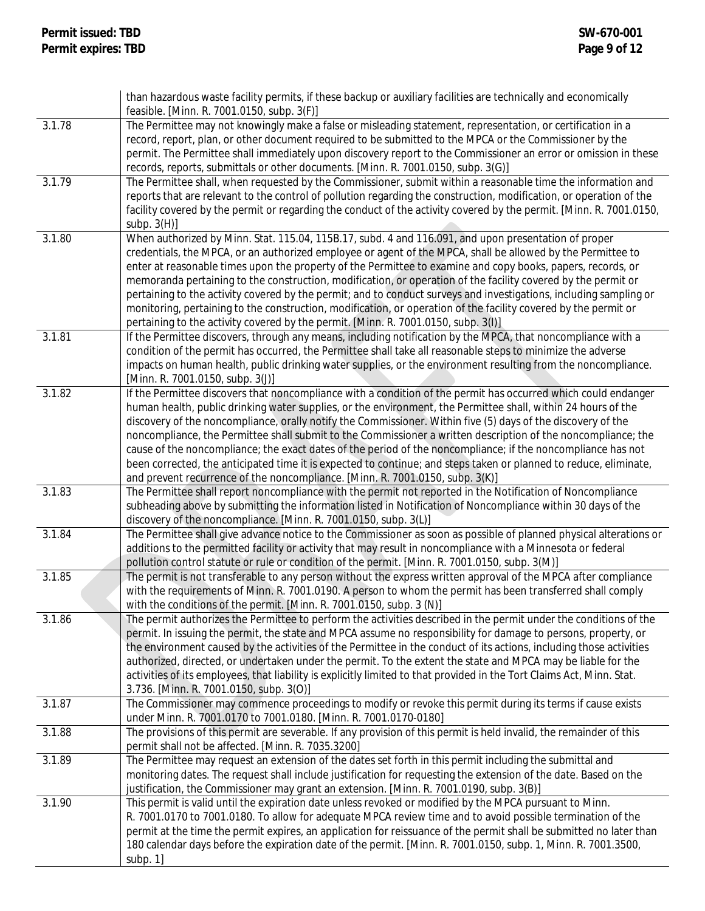| | |
|---|---|
| | than hazardous waste facility permits, if these backup or auxiliary facilities are technically and economically feasible. [Minn. R. 7001.0150, subp. 3(F)] |
| 3.1.78 | The Permittee may not knowingly make a false or misleading statement, representation, or certification in a record, report, plan, or other document required to be submitted to the MPCA or the Commissioner by the permit. The Permittee shall immediately upon discovery report to the Commissioner an error or omission in these records, reports, submittals or other documents. [Minn. R. 7001.0150, subp. 3(G)] |
| 3.1.79 | The Permittee shall, when requested by the Commissioner, submit within a reasonable time the information and reports that are relevant to the control of pollution regarding the construction, modification, or operation of the facility covered by the permit or regarding the conduct of the activity covered by the permit. [Minn. R. 7001.0150, subp. 3(H)] |
| 3.1.80 | When authorized by Minn. Stat. 115.04, 115B.17, subd. 4 and 116.091, and upon presentation of proper credentials, the MPCA, or an authorized employee or agent of the MPCA, shall be allowed by the Permittee to enter at reasonable times upon the property of the Permittee to examine and copy books, papers, records, or memoranda pertaining to the construction, modification, or operation of the facility covered by the permit or pertaining to the activity covered by the permit; and to conduct surveys and investigations, including sampling or monitoring, pertaining to the construction, modification, or operation of the facility covered by the permit or pertaining to the activity covered by the permit. [Minn. R. 7001.0150, subp. 3(I)] |
| 3.1.81 | If the Permittee discovers, through any means, including notification by the MPCA, that noncompliance with a condition of the permit has occurred, the Permittee shall take all reasonable steps to minimize the adverse impacts on human health, public drinking water supplies, or the environment resulting from the noncompliance. [Minn. R. 7001.0150, subp. 3(J)] |
| 3.1.82 | If the Permittee discovers that noncompliance with a condition of the permit has occurred which could endanger human health, public drinking water supplies, or the environment, the Permittee shall, within 24 hours of the discovery of the noncompliance, orally notify the Commissioner. Within five (5) days of the discovery of the noncompliance, the Permittee shall submit to the Commissioner a written description of the noncompliance; the cause of the noncompliance; the exact dates of the period of the noncompliance; if the noncompliance has not been corrected, the anticipated time it is expected to continue; and steps taken or planned to reduce, eliminate, and prevent recurrence of the noncompliance. [Minn. R. 7001.0150, subp. 3(K)] |
| 3.1.83 | The Permittee shall report noncompliance with the permit not reported in the Notification of Noncompliance subheading above by submitting the information listed in Notification of Noncompliance within 30 days of the discovery of the noncompliance. [Minn. R. 7001.0150, subp. 3(L)] |
| 3.1.84 | The Permittee shall give advance notice to the Commissioner as soon as possible of planned physical alterations or additions to the permitted facility or activity that may result in noncompliance with a Minnesota or federal pollution control statute or rule or condition of the permit. [Minn. R. 7001.0150, subp. 3(M)] |
| 3.1.85 | The permit is not transferable to any person without the express written approval of the MPCA after compliance with the requirements of Minn. R. 7001.0190. A person to whom the permit has been transferred shall comply with the conditions of the permit. [Minn. R. 7001.0150, subp. 3 (N)] |
| 3.1.86 | The permit authorizes the Permittee to perform the activities described in the permit under the conditions of the permit. In issuing the permit, the state and MPCA assume no responsibility for damage to persons, property, or the environment caused by the activities of the Permittee in the conduct of its actions, including those activities authorized, directed, or undertaken under the permit. To the extent the state and MPCA may be liable for the activities of its employees, that liability is explicitly limited to that provided in the Tort Claims Act, Minn. Stat. 3.736. [Minn. R. 7001.0150, subp. 3(O)] |
| 3.1.87 | The Commissioner may commence proceedings to modify or revoke this permit during its terms if cause exists under Minn. R. 7001.0170 to 7001.0180. [Minn. R. 7001.0170-0180] |
| 3.1.88 | The provisions of this permit are severable. If any provision of this permit is held invalid, the remainder of this permit shall not be affected. [Minn. R. 7035.3200] |
| 3.1.89 | The Permittee may request an extension of the dates set forth in this permit including the submittal and monitoring dates. The request shall include justification for requesting the extension of the date. Based on the justification, the Commissioner may grant an extension. [Minn. R. 7001.0190, subp. 3(B)] |
| 3.1.90 | This permit is valid until the expiration date unless revoked or modified by the MPCA pursuant to Minn. R. 7001.0170 to 7001.0180. To allow for adequate MPCA review time and to avoid possible termination of the permit at the time the permit expires, an application for reissuance of the permit shall be submitted no later than 180 calendar days before the expiration date of the permit. [Minn. R. 7001.0150, subp. 1, Minn. R. 7001.3500, subp. 1] |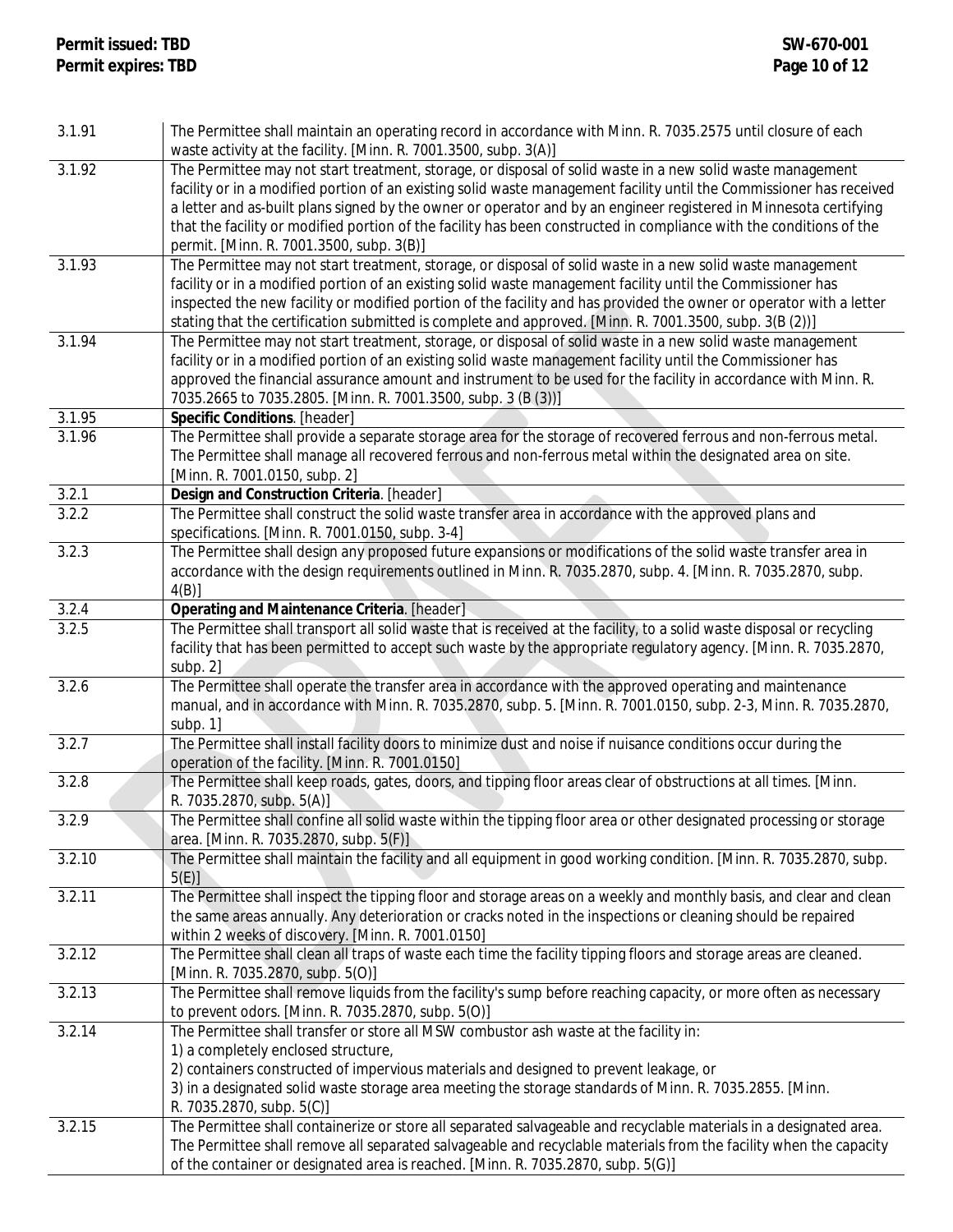| | |
|---|---|
| 3.1.91 | The Permittee shall maintain an operating record in accordance with Minn. R. 7035.2575 until closure of each waste activity at the facility. [Minn. R. 7001.3500, subp. 3(A)] |
| 3.1.92 | The Permittee may not start treatment, storage, or disposal of solid waste in a new solid waste management facility or in a modified portion of an existing solid waste management facility until the Commissioner has received a letter and as-built plans signed by the owner or operator and by an engineer registered in Minnesota certifying that the facility or modified portion of the facility has been constructed in compliance with the conditions of the permit. [Minn. R. 7001.3500, subp. 3(B)] |
| 3.1.93 | The Permittee may not start treatment, storage, or disposal of solid waste in a new solid waste management facility or in a modified portion of an existing solid waste management facility until the Commissioner has inspected the new facility or modified portion of the facility and has provided the owner or operator with a letter stating that the certification submitted is complete and approved. [Minn. R. 7001.3500, subp. 3(B (2))] |
| 3.1.94 | The Permittee may not start treatment, storage, or disposal of solid waste in a new solid waste management facility or in a modified portion of an existing solid waste management facility until the Commissioner has approved the financial assurance amount and instrument to be used for the facility in accordance with Minn. R. 7035.2665 to 7035.2805. [Minn. R. 7001.3500, subp. 3 (B (3))] |
| 3.1.95 | **Specific Conditions**. [header] |
| 3.1.96 | The Permittee shall provide a separate storage area for the storage of recovered ferrous and non-ferrous metal. The Permittee shall manage all recovered ferrous and non-ferrous metal within the designated area on site. [Minn. R. 7001.0150, subp. 2] |
| 3.2.1 | **Design and Construction Criteria**. [header] |
| 3.2.2 | The Permittee shall construct the solid waste transfer area in accordance with the approved plans and specifications. [Minn. R. 7001.0150, subp. 3-4] |
| 3.2.3 | The Permittee shall design any proposed future expansions or modifications of the solid waste transfer area in accordance with the design requirements outlined in Minn. R. 7035.2870, subp. 4. [Minn. R. 7035.2870, subp. 4(B)] |
| 3.2.4 | **Operating and Maintenance Criteria**. [header] |
| 3.2.5 | The Permittee shall transport all solid waste that is received at the facility, to a solid waste disposal or recycling facility that has been permitted to accept such waste by the appropriate regulatory agency. [Minn. R. 7035.2870, subp. 2] |
| 3.2.6 | The Permittee shall operate the transfer area in accordance with the approved operating and maintenance manual, and in accordance with Minn. R. 7035.2870, subp. 5. [Minn. R. 7001.0150, subp. 2-3, Minn. R. 7035.2870, subp. 1] |
| 3.2.7 | The Permittee shall install facility doors to minimize dust and noise if nuisance conditions occur during the operation of the facility. [Minn. R. 7001.0150] |
| 3.2.8 | The Permittee shall keep roads, gates, doors, and tipping floor areas clear of obstructions at all times. [Minn. R. 7035.2870, subp. 5(A)] |
| 3.2.9 | The Permittee shall confine all solid waste within the tipping floor area or other designated processing or storage area. [Minn. R. 7035.2870, subp. 5(F)] |
| 3.2.10 | The Permittee shall maintain the facility and all equipment in good working condition. [Minn. R. 7035.2870, subp. 5(E)] |
| 3.2.11 | The Permittee shall inspect the tipping floor and storage areas on a weekly and monthly basis, and clear and clean the same areas annually. Any deterioration or cracks noted in the inspections or cleaning should be repaired within 2 weeks of discovery. [Minn. R. 7001.0150] |
| 3.2.12 | The Permittee shall clean all traps of waste each time the facility tipping floors and storage areas are cleaned. [Minn. R. 7035.2870, subp. 5(O)] |
| 3.2.13 | The Permittee shall remove liquids from the facility's sump before reaching capacity, or more often as necessary to prevent odors. [Minn. R. 7035.2870, subp. 5(O)] |
| 3.2.14 | The Permittee shall transfer or store all MSW combustor ash waste at the facility in:<br>1) a completely enclosed structure,<br>2) containers constructed of impervious materials and designed to prevent leakage, or<br>3) in a designated solid waste storage area meeting the storage standards of Minn. R. 7035.2855. [Minn. R. 7035.2870, subp. 5(C)] |
| 3.2.15 | The Permittee shall containerize or store all separated salvageable and recyclable materials in a designated area. The Permittee shall remove all separated salvageable and recyclable materials from the facility when the capacity of the container or designated area is reached. [Minn. R. 7035.2870, subp. 5(G)] |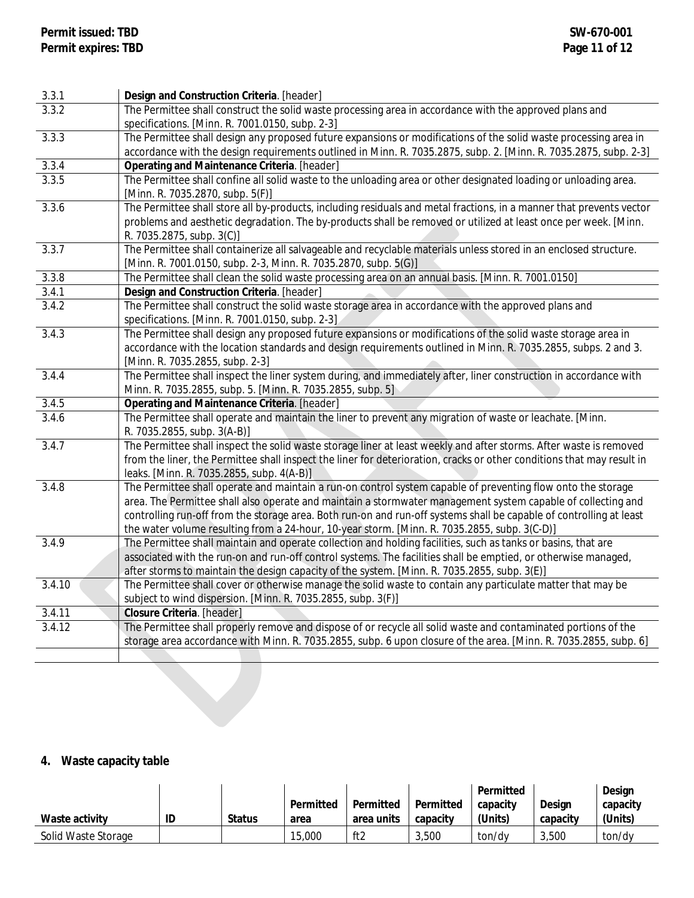| | |
|---|---|
| 3.3.1 | **Design and Construction Criteria**. [header] |
| 3.3.2 | The Permittee shall construct the solid waste processing area in accordance with the approved plans and specifications. [Minn. R. 7001.0150, subp. 2-3] |
| 3.3.3 | The Permittee shall design any proposed future expansions or modifications of the solid waste processing area in accordance with the design requirements outlined in Minn. R. 7035.2875, subp. 2. [Minn. R. 7035.2875, subp. 2-3] |
| 3.3.4 | **Operating and Maintenance Criteria**. [header] |
| 3.3.5 | The Permittee shall confine all solid waste to the unloading area or other designated loading or unloading area. [Minn. R. 7035.2870, subp. 5(F)] |
| 3.3.6 | The Permittee shall store all by-products, including residuals and metal fractions, in a manner that prevents vector problems and aesthetic degradation. The by-products shall be removed or utilized at least once per week. [Minn. R. 7035.2875, subp. 3(C)] |
| 3.3.7 | The Permittee shall containerize all salvageable and recyclable materials unless stored in an enclosed structure. [Minn. R. 7001.0150, subp. 2-3, Minn. R. 7035.2870, subp. 5(G)] |
| 3.3.8 | The Permittee shall clean the solid waste processing area on an annual basis. [Minn. R. 7001.0150] |
| 3.4.1 | **Design and Construction Criteria**. [header] |
| 3.4.2 | The Permittee shall construct the solid waste storage area in accordance with the approved plans and specifications. [Minn. R. 7001.0150, subp. 2-3] |
| 3.4.3 | The Permittee shall design any proposed future expansions or modifications of the solid waste storage area in accordance with the location standards and design requirements outlined in Minn. R. 7035.2855, subps. 2 and 3. [Minn. R. 7035.2855, subp. 2-3] |
| 3.4.4 | The Permittee shall inspect the liner system during, and immediately after, liner construction in accordance with Minn. R. 7035.2855, subp. 5. [Minn. R. 7035.2855, subp. 5] |
| 3.4.5 | **Operating and Maintenance Criteria**. [header] |
| 3.4.6 | The Permittee shall operate and maintain the liner to prevent any migration of waste or leachate. [Minn. R. 7035.2855, subp. 3(A-B)] |
| 3.4.7 | The Permittee shall inspect the solid waste storage liner at least weekly and after storms. After waste is removed from the liner, the Permittee shall inspect the liner for deterioration, cracks or other conditions that may result in leaks. [Minn. R. 7035.2855, subp. 4(A-B)] |
| 3.4.8 | The Permittee shall operate and maintain a run-on control system capable of preventing flow onto the storage area. The Permittee shall also operate and maintain a stormwater management system capable of collecting and controlling run-off from the storage area. Both run-on and run-off systems shall be capable of controlling at least the water volume resulting from a 24-hour, 10-year storm. [Minn. R. 7035.2855, subp. 3(C-D)] |
| 3.4.9 | The Permittee shall maintain and operate collection and holding facilities, such as tanks or basins, that are associated with the run-on and run-off control systems. The facilities shall be emptied, or otherwise managed, after storms to maintain the design capacity of the system. [Minn. R. 7035.2855, subp. 3(E)] |
| 3.4.10 | The Permittee shall cover or otherwise manage the solid waste to contain any particulate matter that may be subject to wind dispersion. [Minn. R. 7035.2855, subp. 3(F)] |
| 3.4.11 | **Closure Criteria**. [header] |
| 3.4.12 | The Permittee shall properly remove and dispose of or recycle all solid waste and contaminated portions of the storage area accordance with Minn. R. 7035.2855, subp. 6 upon closure of the area. [Minn. R. 7035.2855, subp. 6] |
| | |

## 4. Waste capacity table

| Waste activity | ID | Status | Permitted area | Permitted area units | Permitted capacity | Permitted capacity (Units) | Design capacity | Design capacity (Units) |
|---|---|---|---|---|---|---|---|---|
| Solid Waste Storage | | | 15,000 | ft2 | 3,500 | ton/dy | 3,500 | ton/dy |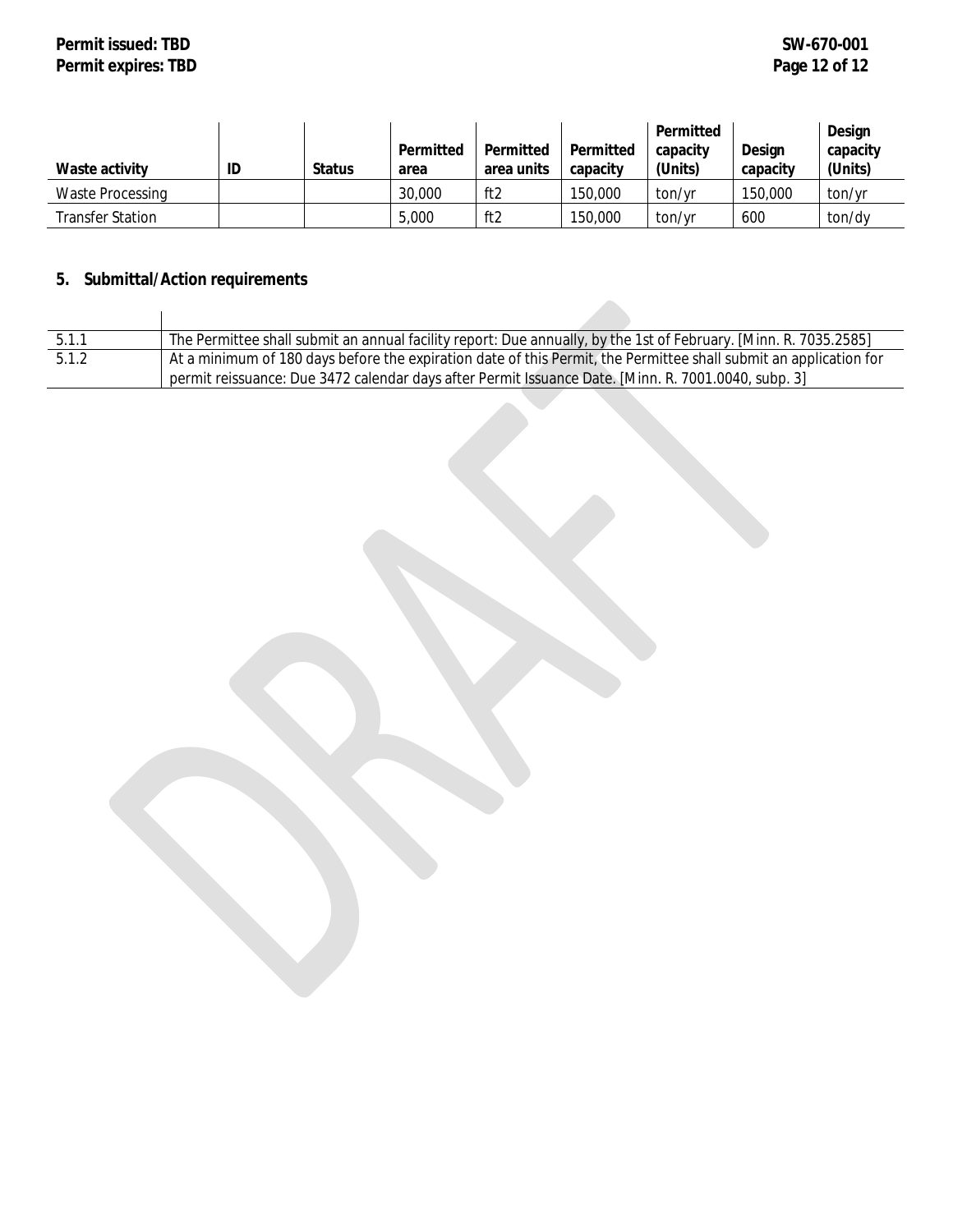| Waste activity | ID | Status | Permitted area | Permitted area units | Permitted capacity | Permitted capacity (Units) | Design capacity | Design capacity (Units) |
|---|---|---|---|---|---|---|---|---|
| Waste Processing | | | 30,000 | ft2 | 150,000 | ton/yr | 150,000 | ton/yr |
| Transfer Station | | | 5,000 | ft2 | 150,000 | ton/yr | 600 | ton/dy |

## 5. Submittal/Action requirements

| | |
|---|---|
| 5.1.1 | The Permittee shall submit an annual facility report: Due annually, by the 1st of February. [Minn. R. 7035.2585] |
| 5.1.2 | At a minimum of 180 days before the expiration date of this Permit, the Permittee shall submit an application for permit reissuance: Due 3472 calendar days after Permit Issuance Date. [Minn. R. 7001.0040, subp. 3] |